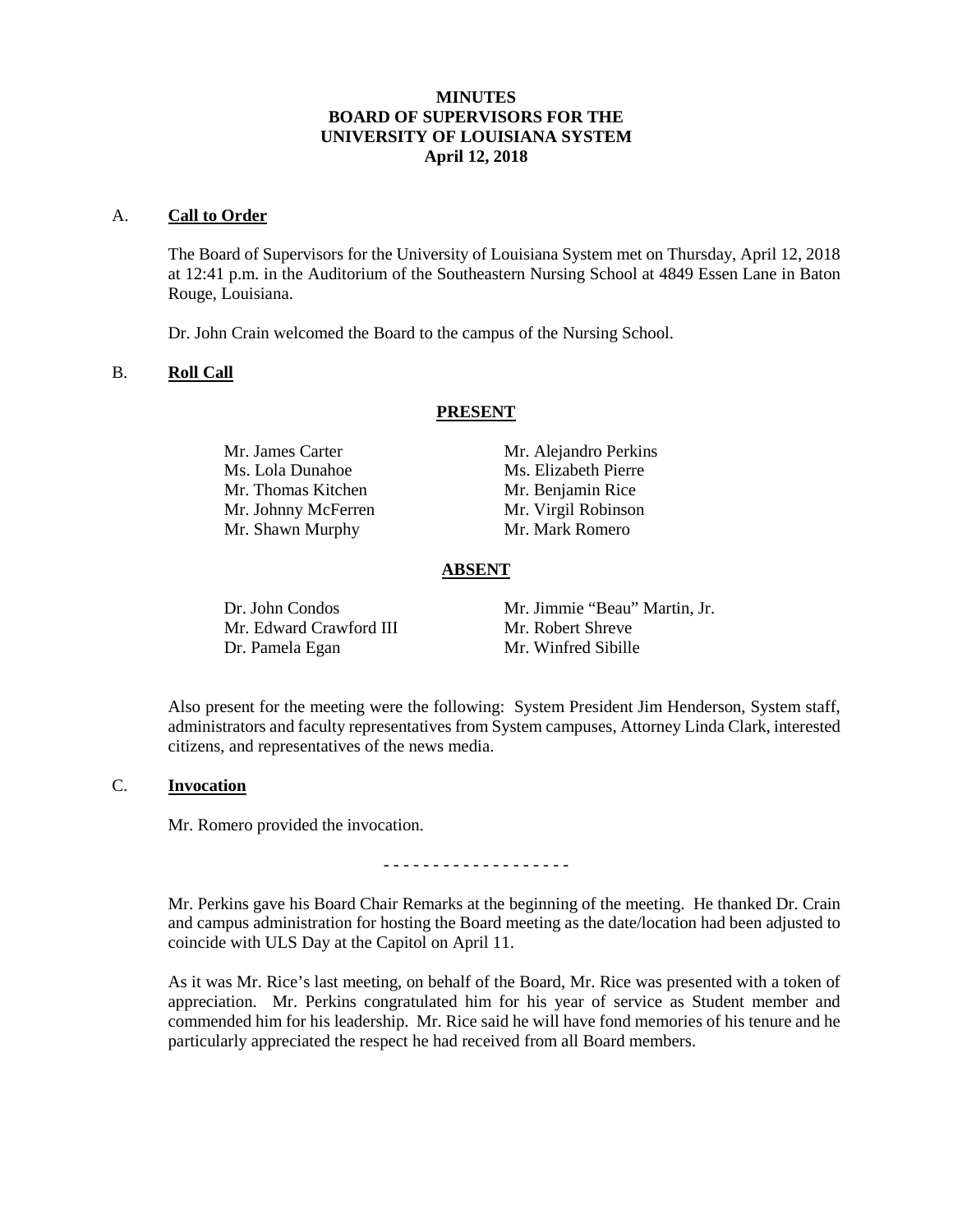# MINUTES
# BOARD OF SUPERVISORS FOR THE UNIVERSITY OF LOUISIANA SYSTEM
# April 12, 2018

A. **Call to Order**

The Board of Supervisors for the University of Louisiana System met on Thursday, April 12, 2018 at 12:41 p.m. in the Auditorium of the Southeastern Nursing School at 4849 Essen Lane in Baton Rouge, Louisiana.

Dr. John Crain welcomed the Board to the campus of the Nursing School.

B. **Roll Call**

**PRESENT**

Mr. James Carter
Ms. Lola Dunahoe
Mr. Thomas Kitchen
Mr. Johnny McFerren
Mr. Shawn Murphy
Mr. Alejandro Perkins
Ms. Elizabeth Pierre
Mr. Benjamin Rice
Mr. Virgil Robinson
Mr. Mark Romero

**ABSENT**

Dr. John Condos
Mr. Edward Crawford III
Dr. Pamela Egan
Mr. Jimmie "Beau" Martin, Jr.
Mr. Robert Shreve
Mr. Winfred Sibille

Also present for the meeting were the following: System President Jim Henderson, System staff, administrators and faculty representatives from System campuses, Attorney Linda Clark, interested citizens, and representatives of the news media.

C. **Invocation**

Mr. Romero provided the invocation.

- - - - - - - - - - - - - - - - - - -

Mr. Perkins gave his Board Chair Remarks at the beginning of the meeting. He thanked Dr. Crain and campus administration for hosting the Board meeting as the date/location had been adjusted to coincide with ULS Day at the Capitol on April 11.

As it was Mr. Rice's last meeting, on behalf of the Board, Mr. Rice was presented with a token of appreciation. Mr. Perkins congratulated him for his year of service as Student member and commended him for his leadership. Mr. Rice said he will have fond memories of his tenure and he particularly appreciated the respect he had received from all Board members.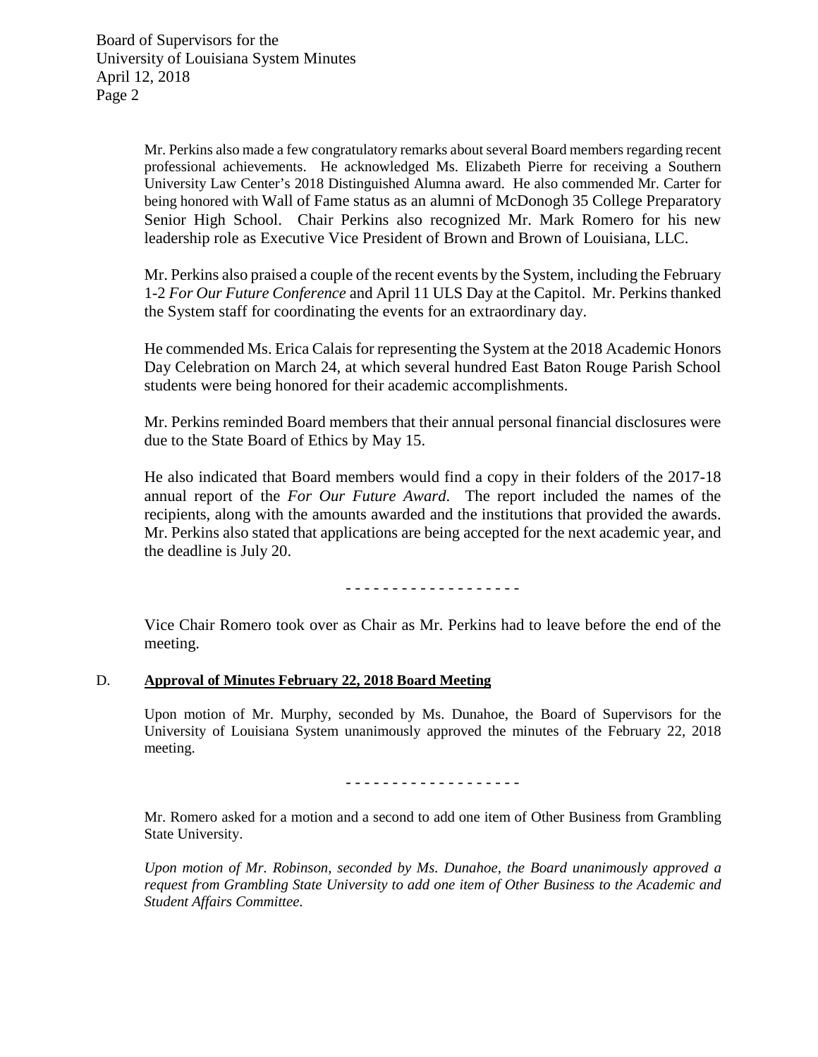Mr. Perkins also made a few congratulatory remarks about several Board members regarding recent professional achievements. He acknowledged Ms. Elizabeth Pierre for receiving a Southern University Law Center's 2018 Distinguished Alumna award. He also commended Mr. Carter for being honored with Wall of Fame status as an alumni of McDonogh 35 College Preparatory Senior High School. Chair Perkins also recognized Mr. Mark Romero for his new leadership role as Executive Vice President of Brown and Brown of Louisiana, LLC.

Mr. Perkins also praised a couple of the recent events by the System, including the February 1-2 *For Our Future Conference* and April 11 ULS Day at the Capitol. Mr. Perkins thanked the System staff for coordinating the events for an extraordinary day.

He commended Ms. Erica Calais for representing the System at the 2018 Academic Honors Day Celebration on March 24, at which several hundred East Baton Rouge Parish School students were being honored for their academic accomplishments.

Mr. Perkins reminded Board members that their annual personal financial disclosures were due to the State Board of Ethics by May 15.

He also indicated that Board members would find a copy in their folders of the 2017-18 annual report of the *For Our Future Award*. The report included the names of the recipients, along with the amounts awarded and the institutions that provided the awards. Mr. Perkins also stated that applications are being accepted for the next academic year, and the deadline is July 20.

- - - - - - - - - - - - - - - - - -

Vice Chair Romero took over as Chair as Mr. Perkins had to leave before the end of the meeting.

D. **Approval of Minutes February 22, 2018 Board Meeting**

Upon motion of Mr. Murphy, seconded by Ms. Dunahoe, the Board of Supervisors for the University of Louisiana System unanimously approved the minutes of the February 22, 2018 meeting.

- - - - - - - - - - - - - - - - - -

Mr. Romero asked for a motion and a second to add one item of Other Business from Grambling State University.

*Upon motion of Mr. Robinson, seconded by Ms. Dunahoe, the Board unanimously approved a request from Grambling State University to add one item of Other Business to the Academic and Student Affairs Committee.*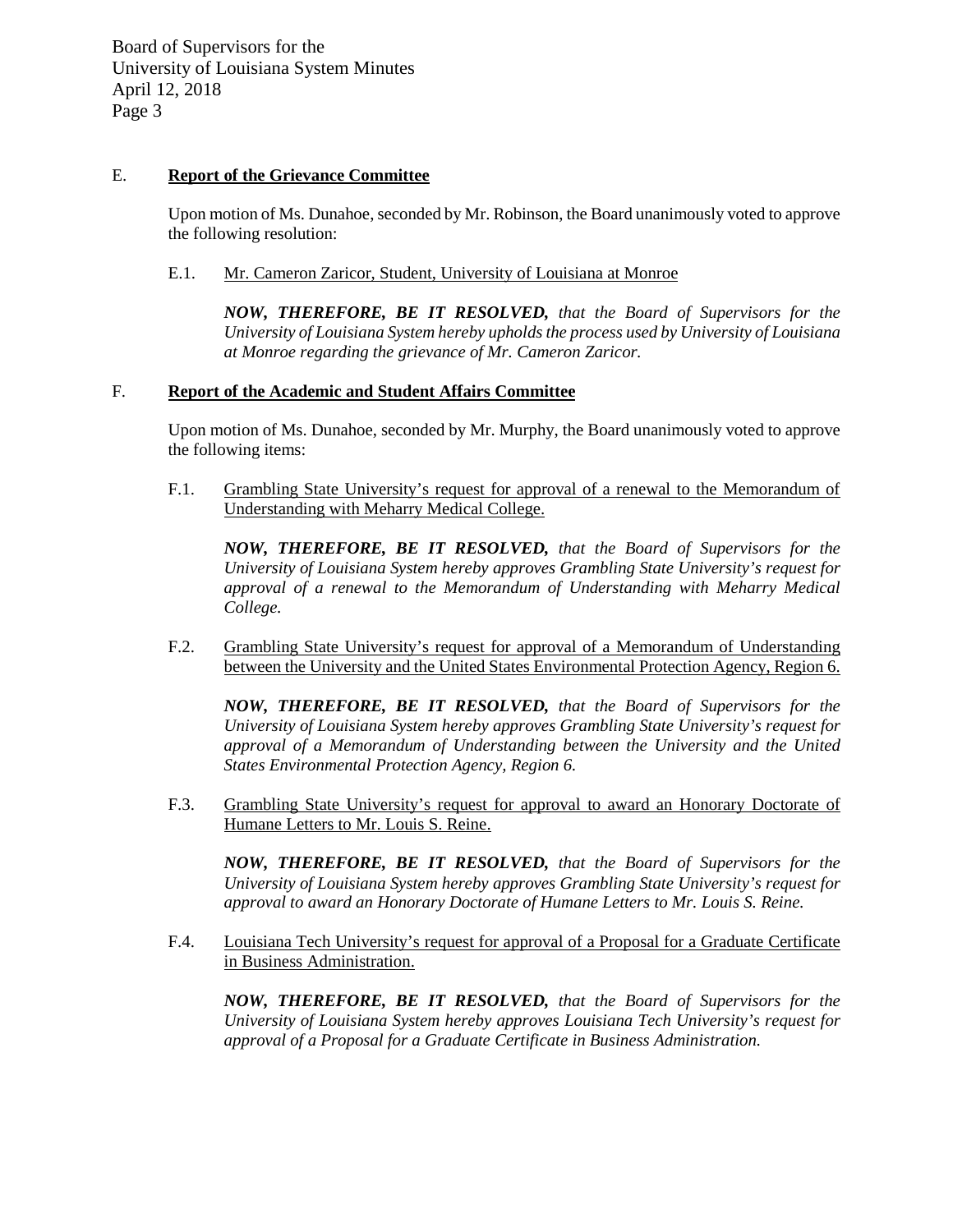E. **Report of the Grievance Committee**

Upon motion of Ms. Dunahoe, seconded by Mr. Robinson, the Board unanimously voted to approve the following resolution:

E.1. Mr. Cameron Zaricor, Student, University of Louisiana at Monroe

***NOW, THEREFORE, BE IT RESOLVED,*** *that the Board of Supervisors for the University of Louisiana System hereby upholds the process used by University of Louisiana at Monroe regarding the grievance of Mr. Cameron Zaricor.*

F. **Report of the Academic and Student Affairs Committee**

Upon motion of Ms. Dunahoe, seconded by Mr. Murphy, the Board unanimously voted to approve the following items:

F.1. Grambling State University's request for approval of a renewal to the Memorandum of Understanding with Meharry Medical College.

***NOW, THEREFORE, BE IT RESOLVED,*** *that the Board of Supervisors for the University of Louisiana System hereby approves Grambling State University's request for approval of a renewal to the Memorandum of Understanding with Meharry Medical College.*

F.2. Grambling State University's request for approval of a Memorandum of Understanding between the University and the United States Environmental Protection Agency, Region 6.

***NOW, THEREFORE, BE IT RESOLVED,*** *that the Board of Supervisors for the University of Louisiana System hereby approves Grambling State University's request for approval of a Memorandum of Understanding between the University and the United States Environmental Protection Agency, Region 6.*

F.3. Grambling State University's request for approval to award an Honorary Doctorate of Humane Letters to Mr. Louis S. Reine.

***NOW, THEREFORE, BE IT RESOLVED,*** *that the Board of Supervisors for the University of Louisiana System hereby approves Grambling State University's request for approval to award an Honorary Doctorate of Humane Letters to Mr. Louis S. Reine.*

F.4. Louisiana Tech University's request for approval of a Proposal for a Graduate Certificate in Business Administration.

***NOW, THEREFORE, BE IT RESOLVED,*** *that the Board of Supervisors for the University of Louisiana System hereby approves Louisiana Tech University's request for approval of a Proposal for a Graduate Certificate in Business Administration.*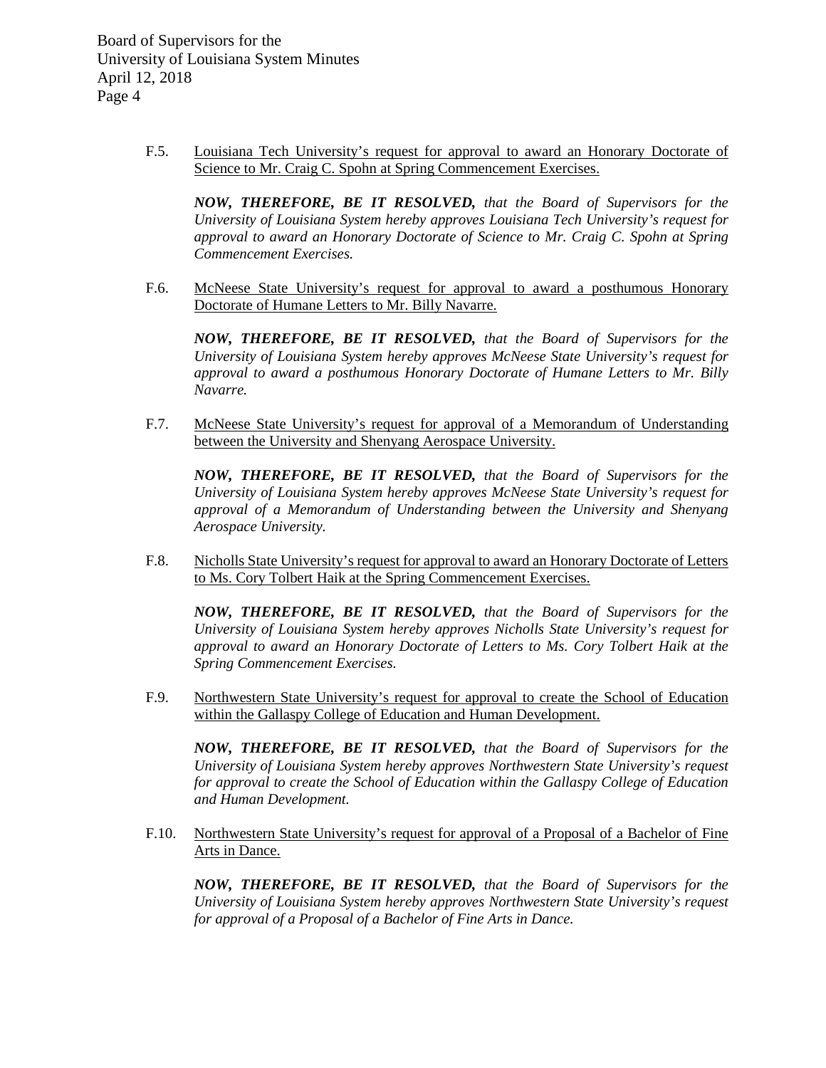F.5. Louisiana Tech University's request for approval to award an Honorary Doctorate of Science to Mr. Craig C. Spohn at Spring Commencement Exercises.

***NOW, THEREFORE, BE IT RESOLVED,*** *that the Board of Supervisors for the University of Louisiana System hereby approves Louisiana Tech University's request for approval to award an Honorary Doctorate of Science to Mr. Craig C. Spohn at Spring Commencement Exercises.*

F.6. McNeese State University's request for approval to award a posthumous Honorary Doctorate of Humane Letters to Mr. Billy Navarre.

***NOW, THEREFORE, BE IT RESOLVED,*** *that the Board of Supervisors for the University of Louisiana System hereby approves McNeese State University's request for approval to award a posthumous Honorary Doctorate of Humane Letters to Mr. Billy Navarre.*

F.7. McNeese State University's request for approval of a Memorandum of Understanding between the University and Shenyang Aerospace University.

***NOW, THEREFORE, BE IT RESOLVED,*** *that the Board of Supervisors for the University of Louisiana System hereby approves McNeese State University's request for approval of a Memorandum of Understanding between the University and Shenyang Aerospace University.*

F.8. Nicholls State University's request for approval to award an Honorary Doctorate of Letters to Ms. Cory Tolbert Haik at the Spring Commencement Exercises.

***NOW, THEREFORE, BE IT RESOLVED,*** *that the Board of Supervisors for the University of Louisiana System hereby approves Nicholls State University's request for approval to award an Honorary Doctorate of Letters to Ms. Cory Tolbert Haik at the Spring Commencement Exercises.*

F.9. Northwestern State University's request for approval to create the School of Education within the Gallaspy College of Education and Human Development.

***NOW, THEREFORE, BE IT RESOLVED,*** *that the Board of Supervisors for the University of Louisiana System hereby approves Northwestern State University's request for approval to create the School of Education within the Gallaspy College of Education and Human Development.*

F.10. Northwestern State University's request for approval of a Proposal of a Bachelor of Fine Arts in Dance.

***NOW, THEREFORE, BE IT RESOLVED,*** *that the Board of Supervisors for the University of Louisiana System hereby approves Northwestern State University's request for approval of a Proposal of a Bachelor of Fine Arts in Dance.*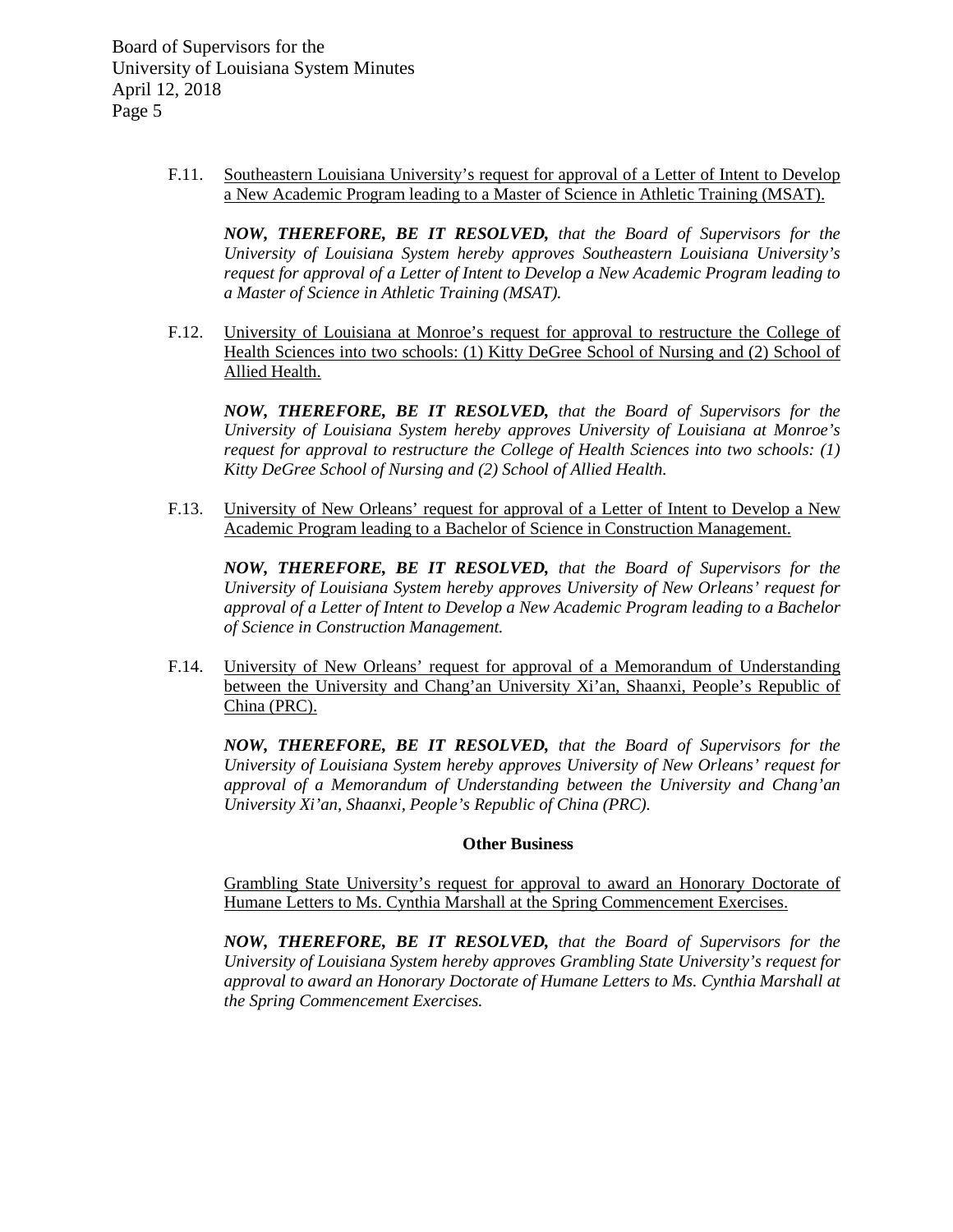F.11. Southeastern Louisiana University's request for approval of a Letter of Intent to Develop a New Academic Program leading to a Master of Science in Athletic Training (MSAT).

***NOW, THEREFORE, BE IT RESOLVED,*** *that the Board of Supervisors for the University of Louisiana System hereby approves Southeastern Louisiana University's request for approval of a Letter of Intent to Develop a New Academic Program leading to a Master of Science in Athletic Training (MSAT).*

F.12. University of Louisiana at Monroe's request for approval to restructure the College of Health Sciences into two schools: (1) Kitty DeGree School of Nursing and (2) School of Allied Health.

***NOW, THEREFORE, BE IT RESOLVED,*** *that the Board of Supervisors for the University of Louisiana System hereby approves University of Louisiana at Monroe's request for approval to restructure the College of Health Sciences into two schools: (1) Kitty DeGree School of Nursing and (2) School of Allied Health.*

F.13. University of New Orleans' request for approval of a Letter of Intent to Develop a New Academic Program leading to a Bachelor of Science in Construction Management.

***NOW, THEREFORE, BE IT RESOLVED,*** *that the Board of Supervisors for the University of Louisiana System hereby approves University of New Orleans' request for approval of a Letter of Intent to Develop a New Academic Program leading to a Bachelor of Science in Construction Management.*

F.14. University of New Orleans' request for approval of a Memorandum of Understanding between the University and Chang'an University Xi'an, Shaanxi, People's Republic of China (PRC).

***NOW, THEREFORE, BE IT RESOLVED,*** *that the Board of Supervisors for the University of Louisiana System hereby approves University of New Orleans' request for approval of a Memorandum of Understanding between the University and Chang'an University Xi'an, Shaanxi, People's Republic of China (PRC).*

**Other Business**

Grambling State University's request for approval to award an Honorary Doctorate of Humane Letters to Ms. Cynthia Marshall at the Spring Commencement Exercises.

***NOW, THEREFORE, BE IT RESOLVED,*** *that the Board of Supervisors for the University of Louisiana System hereby approves Grambling State University's request for approval to award an Honorary Doctorate of Humane Letters to Ms. Cynthia Marshall at the Spring Commencement Exercises.*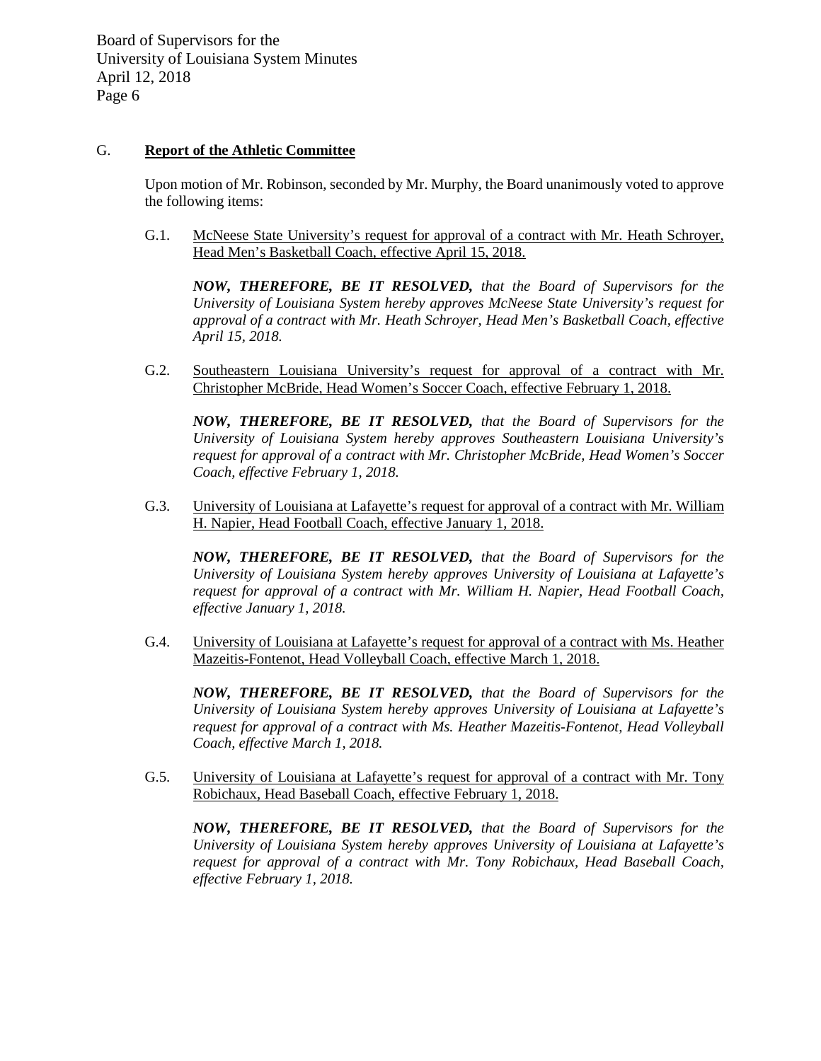## G. **Report of the Athletic Committee**

Upon motion of Mr. Robinson, seconded by Mr. Murphy, the Board unanimously voted to approve the following items:

G.1. McNeese State University's request for approval of a contract with Mr. Heath Schroyer, Head Men's Basketball Coach, effective April 15, 2018.

***NOW, THEREFORE, BE IT RESOLVED,*** *that the Board of Supervisors for the University of Louisiana System hereby approves McNeese State University's request for approval of a contract with Mr. Heath Schroyer, Head Men's Basketball Coach, effective April 15, 2018.*

G.2. Southeastern Louisiana University's request for approval of a contract with Mr. Christopher McBride, Head Women's Soccer Coach, effective February 1, 2018.

***NOW, THEREFORE, BE IT RESOLVED,*** *that the Board of Supervisors for the University of Louisiana System hereby approves Southeastern Louisiana University's request for approval of a contract with Mr. Christopher McBride, Head Women's Soccer Coach, effective February 1, 2018.*

G.3. University of Louisiana at Lafayette's request for approval of a contract with Mr. William H. Napier, Head Football Coach, effective January 1, 2018.

***NOW, THEREFORE, BE IT RESOLVED,*** *that the Board of Supervisors for the University of Louisiana System hereby approves University of Louisiana at Lafayette's request for approval of a contract with Mr. William H. Napier, Head Football Coach, effective January 1, 2018.*

G.4. University of Louisiana at Lafayette's request for approval of a contract with Ms. Heather Mazeitis-Fontenot, Head Volleyball Coach, effective March 1, 2018.

***NOW, THEREFORE, BE IT RESOLVED,*** *that the Board of Supervisors for the University of Louisiana System hereby approves University of Louisiana at Lafayette's request for approval of a contract with Ms. Heather Mazeitis-Fontenot, Head Volleyball Coach, effective March 1, 2018.*

G.5. University of Louisiana at Lafayette's request for approval of a contract with Mr. Tony Robichaux, Head Baseball Coach, effective February 1, 2018.

***NOW, THEREFORE, BE IT RESOLVED,*** *that the Board of Supervisors for the University of Louisiana System hereby approves University of Louisiana at Lafayette's request for approval of a contract with Mr. Tony Robichaux, Head Baseball Coach, effective February 1, 2018.*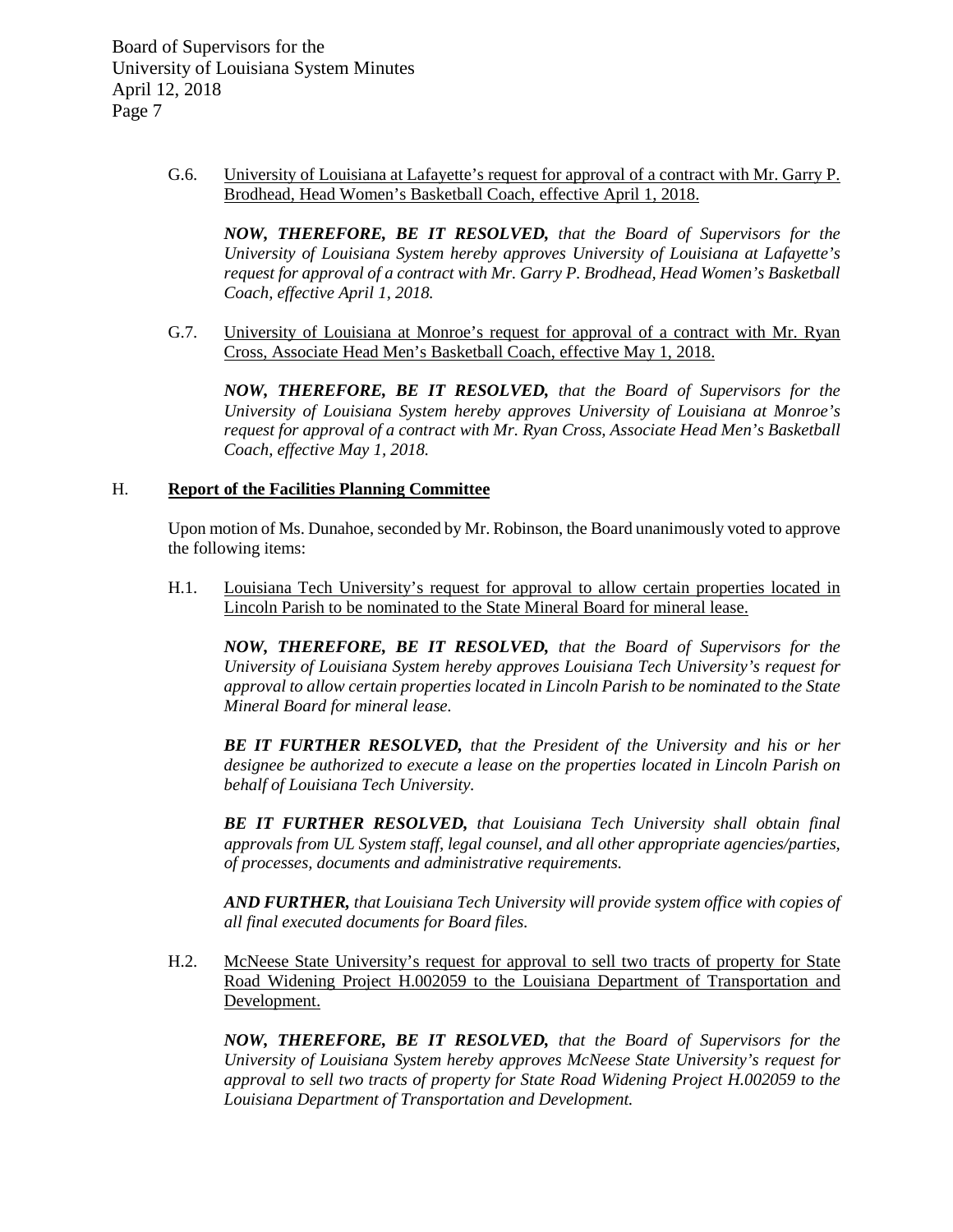G.6. University of Louisiana at Lafayette's request for approval of a contract with Mr. Garry P. Brodhead, Head Women's Basketball Coach, effective April 1, 2018.

***NOW, THEREFORE, BE IT RESOLVED,*** *that the Board of Supervisors for the University of Louisiana System hereby approves University of Louisiana at Lafayette's request for approval of a contract with Mr. Garry P. Brodhead, Head Women's Basketball Coach, effective April 1, 2018.*

G.7. University of Louisiana at Monroe's request for approval of a contract with Mr. Ryan Cross, Associate Head Men's Basketball Coach, effective May 1, 2018.

***NOW, THEREFORE, BE IT RESOLVED,*** *that the Board of Supervisors for the University of Louisiana System hereby approves University of Louisiana at Monroe's request for approval of a contract with Mr. Ryan Cross, Associate Head Men's Basketball Coach, effective May 1, 2018.*

## H. Report of the Facilities Planning Committee

Upon motion of Ms. Dunahoe, seconded by Mr. Robinson, the Board unanimously voted to approve the following items:

H.1. Louisiana Tech University's request for approval to allow certain properties located in Lincoln Parish to be nominated to the State Mineral Board for mineral lease.

***NOW, THEREFORE, BE IT RESOLVED,*** *that the Board of Supervisors for the University of Louisiana System hereby approves Louisiana Tech University's request for approval to allow certain properties located in Lincoln Parish to be nominated to the State Mineral Board for mineral lease.*

***BE IT FURTHER RESOLVED,*** *that the President of the University and his or her designee be authorized to execute a lease on the properties located in Lincoln Parish on behalf of Louisiana Tech University.*

***BE IT FURTHER RESOLVED,*** *that Louisiana Tech University shall obtain final approvals from UL System staff, legal counsel, and all other appropriate agencies/parties, of processes, documents and administrative requirements.*

***AND FURTHER,*** *that Louisiana Tech University will provide system office with copies of all final executed documents for Board files.*

H.2. McNeese State University's request for approval to sell two tracts of property for State Road Widening Project H.002059 to the Louisiana Department of Transportation and Development.

***NOW, THEREFORE, BE IT RESOLVED,*** *that the Board of Supervisors for the University of Louisiana System hereby approves McNeese State University's request for approval to sell two tracts of property for State Road Widening Project H.002059 to the Louisiana Department of Transportation and Development.*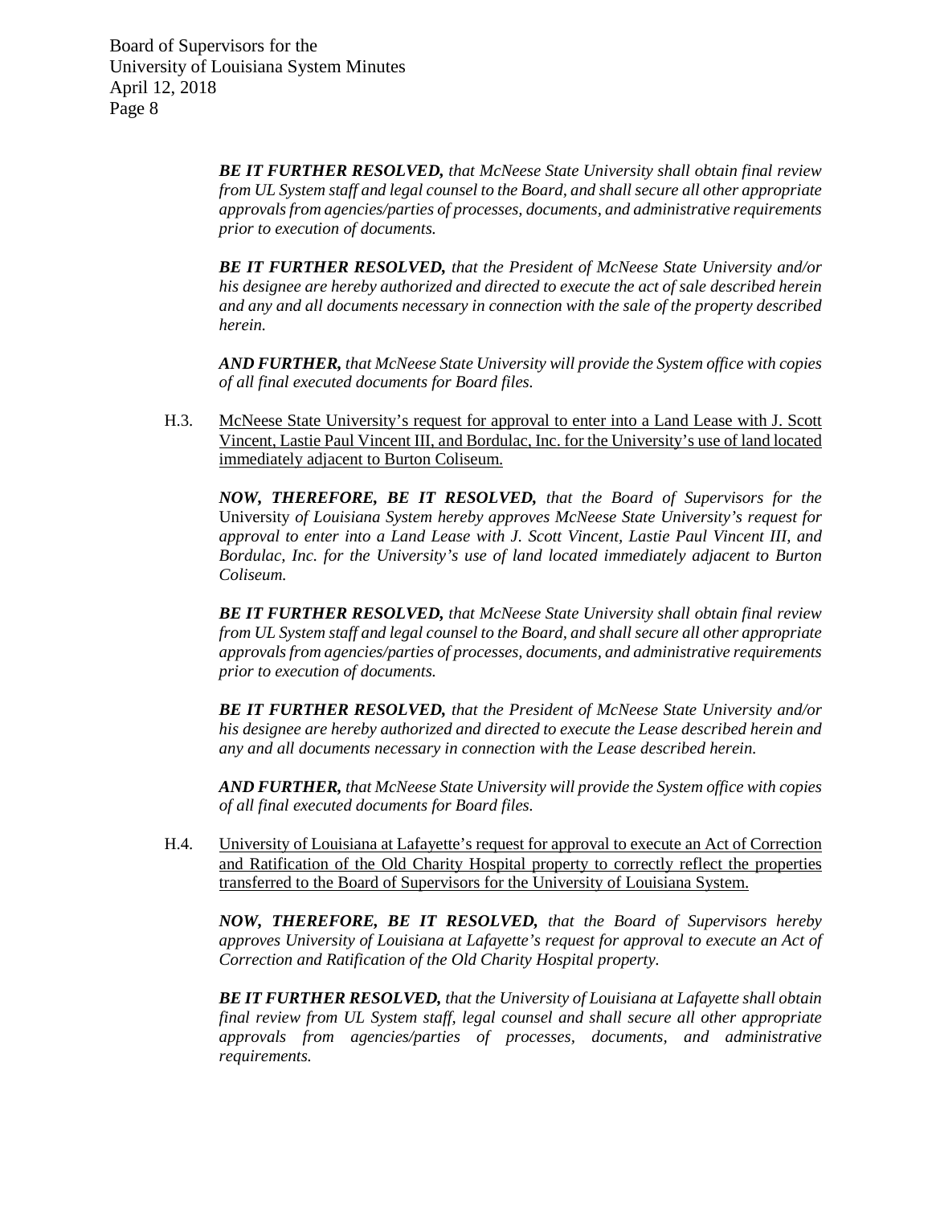***BE IT FURTHER RESOLVED,*** *that McNeese State University shall obtain final review from UL System staff and legal counsel to the Board, and shall secure all other appropriate approvals from agencies/parties of processes, documents, and administrative requirements prior to execution of documents.*

***BE IT FURTHER RESOLVED,*** *that the President of McNeese State University and/or his designee are hereby authorized and directed to execute the act of sale described herein and any and all documents necessary in connection with the sale of the property described herein.*

***AND FURTHER,*** *that McNeese State University will provide the System office with copies of all final executed documents for Board files.*

H.3. McNeese State University's request for approval to enter into a Land Lease with J. Scott Vincent, Lastie Paul Vincent III, and Bordulac, Inc. for the University's use of land located immediately adjacent to Burton Coliseum.

***NOW, THEREFORE, BE IT RESOLVED,*** *that the Board of Supervisors for the* University *of Louisiana System hereby approves McNeese State University's request for approval to enter into a Land Lease with J. Scott Vincent, Lastie Paul Vincent III, and Bordulac, Inc. for the University's use of land located immediately adjacent to Burton Coliseum.*

***BE IT FURTHER RESOLVED,*** *that McNeese State University shall obtain final review from UL System staff and legal counsel to the Board, and shall secure all other appropriate approvals from agencies/parties of processes, documents, and administrative requirements prior to execution of documents.*

***BE IT FURTHER RESOLVED,*** *that the President of McNeese State University and/or his designee are hereby authorized and directed to execute the Lease described herein and any and all documents necessary in connection with the Lease described herein.*

***AND FURTHER,*** *that McNeese State University will provide the System office with copies of all final executed documents for Board files.*

H.4. University of Louisiana at Lafayette's request for approval to execute an Act of Correction and Ratification of the Old Charity Hospital property to correctly reflect the properties transferred to the Board of Supervisors for the University of Louisiana System.

***NOW, THEREFORE, BE IT RESOLVED,*** *that the Board of Supervisors hereby approves University of Louisiana at Lafayette's request for approval to execute an Act of Correction and Ratification of the Old Charity Hospital property.*

***BE IT FURTHER RESOLVED,*** *that the University of Louisiana at Lafayette shall obtain final review from UL System staff, legal counsel and shall secure all other appropriate approvals from agencies/parties of processes, documents, and administrative requirements.*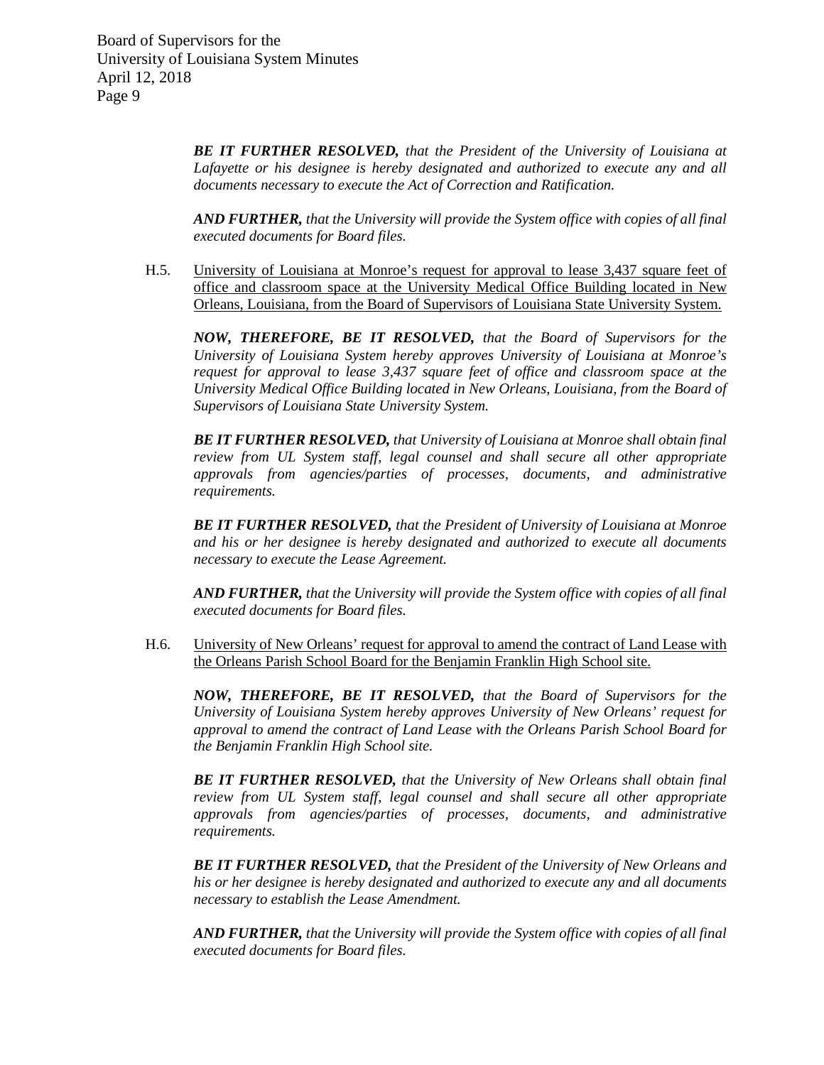***BE IT FURTHER RESOLVED,*** *that the President of the University of Louisiana at Lafayette or his designee is hereby designated and authorized to execute any and all documents necessary to execute the Act of Correction and Ratification.*

***AND FURTHER,*** *that the University will provide the System office with copies of all final executed documents for Board files.*

H.5. University of Louisiana at Monroe's request for approval to lease 3,437 square feet of office and classroom space at the University Medical Office Building located in New Orleans, Louisiana, from the Board of Supervisors of Louisiana State University System.

***NOW, THEREFORE, BE IT RESOLVED,*** *that the Board of Supervisors for the University of Louisiana System hereby approves University of Louisiana at Monroe's request for approval to lease 3,437 square feet of office and classroom space at the University Medical Office Building located in New Orleans, Louisiana, from the Board of Supervisors of Louisiana State University System.*

***BE IT FURTHER RESOLVED,*** *that University of Louisiana at Monroe shall obtain final review from UL System staff, legal counsel and shall secure all other appropriate approvals from agencies/parties of processes, documents, and administrative requirements.*

***BE IT FURTHER RESOLVED,*** *that the President of University of Louisiana at Monroe and his or her designee is hereby designated and authorized to execute all documents necessary to execute the Lease Agreement.*

***AND FURTHER,*** *that the University will provide the System office with copies of all final executed documents for Board files.*

H.6. University of New Orleans' request for approval to amend the contract of Land Lease with the Orleans Parish School Board for the Benjamin Franklin High School site.

***NOW, THEREFORE, BE IT RESOLVED,*** *that the Board of Supervisors for the University of Louisiana System hereby approves University of New Orleans' request for approval to amend the contract of Land Lease with the Orleans Parish School Board for the Benjamin Franklin High School site.*

***BE IT FURTHER RESOLVED,*** *that the University of New Orleans shall obtain final review from UL System staff, legal counsel and shall secure all other appropriate approvals from agencies/parties of processes, documents, and administrative requirements.*

***BE IT FURTHER RESOLVED,*** *that the President of the University of New Orleans and his or her designee is hereby designated and authorized to execute any and all documents necessary to establish the Lease Amendment.*

***AND FURTHER,*** *that the University will provide the System office with copies of all final executed documents for Board files.*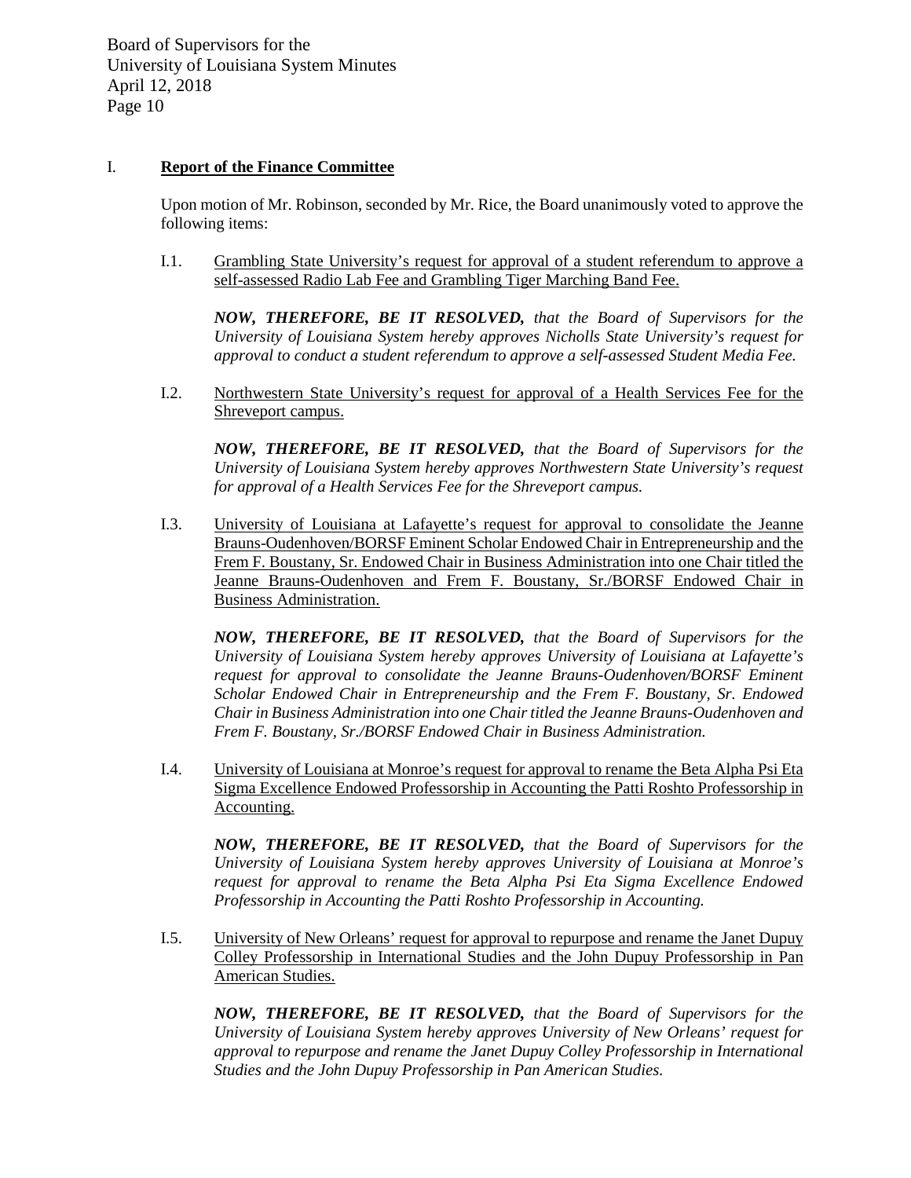## I. Report of the Finance Committee

Upon motion of Mr. Robinson, seconded by Mr. Rice, the Board unanimously voted to approve the following items:

I.1. Grambling State University's request for approval of a student referendum to approve a self-assessed Radio Lab Fee and Grambling Tiger Marching Band Fee.

***NOW, THEREFORE, BE IT RESOLVED,*** *that the Board of Supervisors for the University of Louisiana System hereby approves Nicholls State University's request for approval to conduct a student referendum to approve a self-assessed Student Media Fee.*

I.2. Northwestern State University's request for approval of a Health Services Fee for the Shreveport campus.

***NOW, THEREFORE, BE IT RESOLVED,*** *that the Board of Supervisors for the University of Louisiana System hereby approves Northwestern State University's request for approval of a Health Services Fee for the Shreveport campus.*

I.3. University of Louisiana at Lafayette's request for approval to consolidate the Jeanne Brauns-Oudenhoven/BORSF Eminent Scholar Endowed Chair in Entrepreneurship and the Frem F. Boustany, Sr. Endowed Chair in Business Administration into one Chair titled the Jeanne Brauns-Oudenhoven and Frem F. Boustany, Sr./BORSF Endowed Chair in Business Administration.

***NOW, THEREFORE, BE IT RESOLVED,*** *that the Board of Supervisors for the University of Louisiana System hereby approves University of Louisiana at Lafayette's request for approval to consolidate the Jeanne Brauns-Oudenhoven/BORSF Eminent Scholar Endowed Chair in Entrepreneurship and the Frem F. Boustany, Sr. Endowed Chair in Business Administration into one Chair titled the Jeanne Brauns-Oudenhoven and Frem F. Boustany, Sr./BORSF Endowed Chair in Business Administration.*

I.4. University of Louisiana at Monroe's request for approval to rename the Beta Alpha Psi Eta Sigma Excellence Endowed Professorship in Accounting the Patti Roshto Professorship in Accounting.

***NOW, THEREFORE, BE IT RESOLVED,*** *that the Board of Supervisors for the University of Louisiana System hereby approves University of Louisiana at Monroe's request for approval to rename the Beta Alpha Psi Eta Sigma Excellence Endowed Professorship in Accounting the Patti Roshto Professorship in Accounting.*

I.5. University of New Orleans' request for approval to repurpose and rename the Janet Dupuy Colley Professorship in International Studies and the John Dupuy Professorship in Pan American Studies.

***NOW, THEREFORE, BE IT RESOLVED,*** *that the Board of Supervisors for the University of Louisiana System hereby approves University of New Orleans' request for approval to repurpose and rename the Janet Dupuy Colley Professorship in International Studies and the John Dupuy Professorship in Pan American Studies.*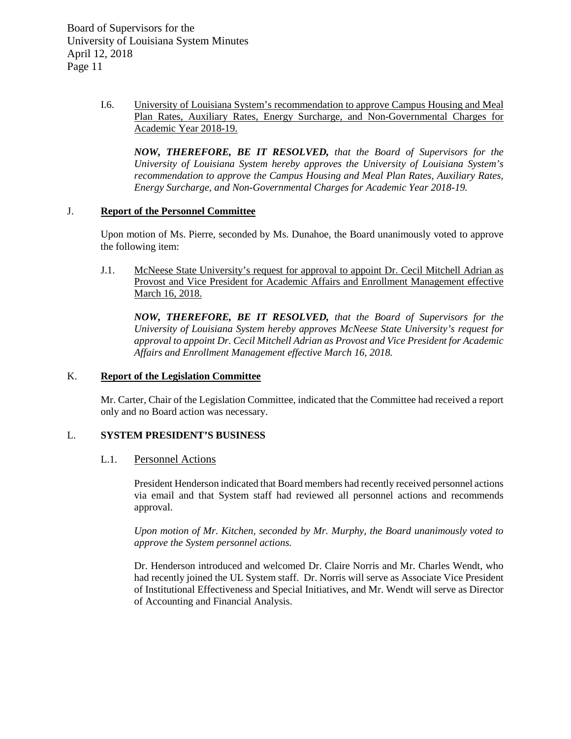I.6. University of Louisiana System's recommendation to approve Campus Housing and Meal Plan Rates, Auxiliary Rates, Energy Surcharge, and Non-Governmental Charges for Academic Year 2018-19.

***NOW, THEREFORE, BE IT RESOLVED,*** *that the Board of Supervisors for the University of Louisiana System hereby approves the University of Louisiana System's recommendation to approve the Campus Housing and Meal Plan Rates, Auxiliary Rates, Energy Surcharge, and Non-Governmental Charges for Academic Year 2018-19.*

## J. Report of the Personnel Committee

Upon motion of Ms. Pierre, seconded by Ms. Dunahoe, the Board unanimously voted to approve the following item:

J.1. McNeese State University's request for approval to appoint Dr. Cecil Mitchell Adrian as Provost and Vice President for Academic Affairs and Enrollment Management effective March 16, 2018.

***NOW, THEREFORE, BE IT RESOLVED,*** *that the Board of Supervisors for the University of Louisiana System hereby approves McNeese State University's request for approval to appoint Dr. Cecil Mitchell Adrian as Provost and Vice President for Academic Affairs and Enrollment Management effective March 16, 2018.*

## K. Report of the Legislation Committee

Mr. Carter, Chair of the Legislation Committee, indicated that the Committee had received a report only and no Board action was necessary.

## L. SYSTEM PRESIDENT'S BUSINESS

### L.1. Personnel Actions

President Henderson indicated that Board members had recently received personnel actions via email and that System staff had reviewed all personnel actions and recommends approval.

*Upon motion of Mr. Kitchen, seconded by Mr. Murphy, the Board unanimously voted to approve the System personnel actions.*

Dr. Henderson introduced and welcomed Dr. Claire Norris and Mr. Charles Wendt, who had recently joined the UL System staff. Dr. Norris will serve as Associate Vice President of Institutional Effectiveness and Special Initiatives, and Mr. Wendt will serve as Director of Accounting and Financial Analysis.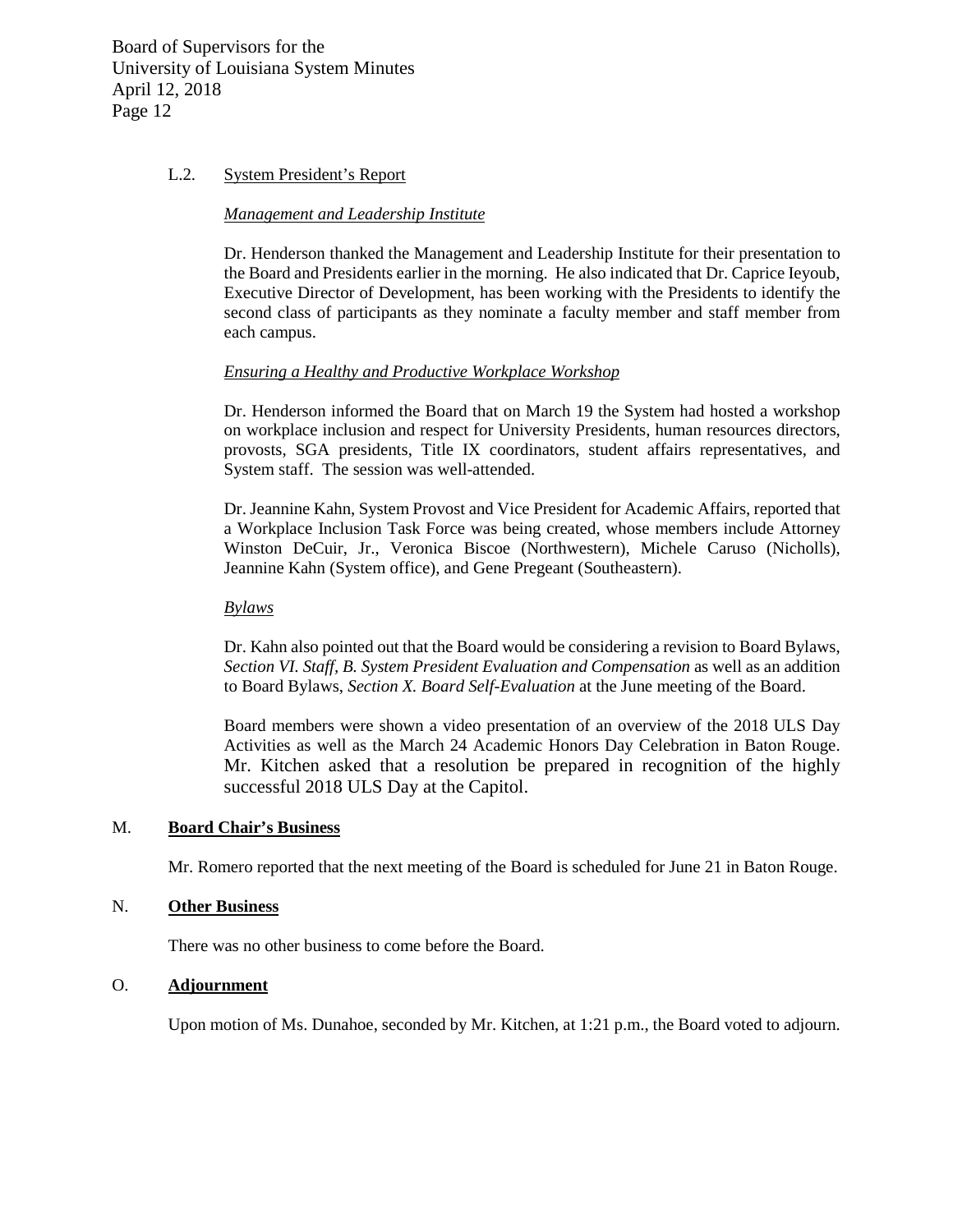L.2. System President's Report

*Management and Leadership Institute*

Dr. Henderson thanked the Management and Leadership Institute for their presentation to the Board and Presidents earlier in the morning. He also indicated that Dr. Caprice Ieyoub, Executive Director of Development, has been working with the Presidents to identify the second class of participants as they nominate a faculty member and staff member from each campus.

*Ensuring a Healthy and Productive Workplace Workshop*

Dr. Henderson informed the Board that on March 19 the System had hosted a workshop on workplace inclusion and respect for University Presidents, human resources directors, provosts, SGA presidents, Title IX coordinators, student affairs representatives, and System staff. The session was well-attended.

Dr. Jeannine Kahn, System Provost and Vice President for Academic Affairs, reported that a Workplace Inclusion Task Force was being created, whose members include Attorney Winston DeCuir, Jr., Veronica Biscoe (Northwestern), Michele Caruso (Nicholls), Jeannine Kahn (System office), and Gene Pregeant (Southeastern).

*Bylaws*

Dr. Kahn also pointed out that the Board would be considering a revision to Board Bylaws, *Section VI. Staff, B. System President Evaluation and Compensation* as well as an addition to Board Bylaws, *Section X. Board Self-Evaluation* at the June meeting of the Board.

Board members were shown a video presentation of an overview of the 2018 ULS Day Activities as well as the March 24 Academic Honors Day Celebration in Baton Rouge. Mr. Kitchen asked that a resolution be prepared in recognition of the highly successful 2018 ULS Day at the Capitol.

## M. **Board Chair's Business**

Mr. Romero reported that the next meeting of the Board is scheduled for June 21 in Baton Rouge.

## N. **Other Business**

There was no other business to come before the Board.

## O. **Adjournment**

Upon motion of Ms. Dunahoe, seconded by Mr. Kitchen, at 1:21 p.m., the Board voted to adjourn.